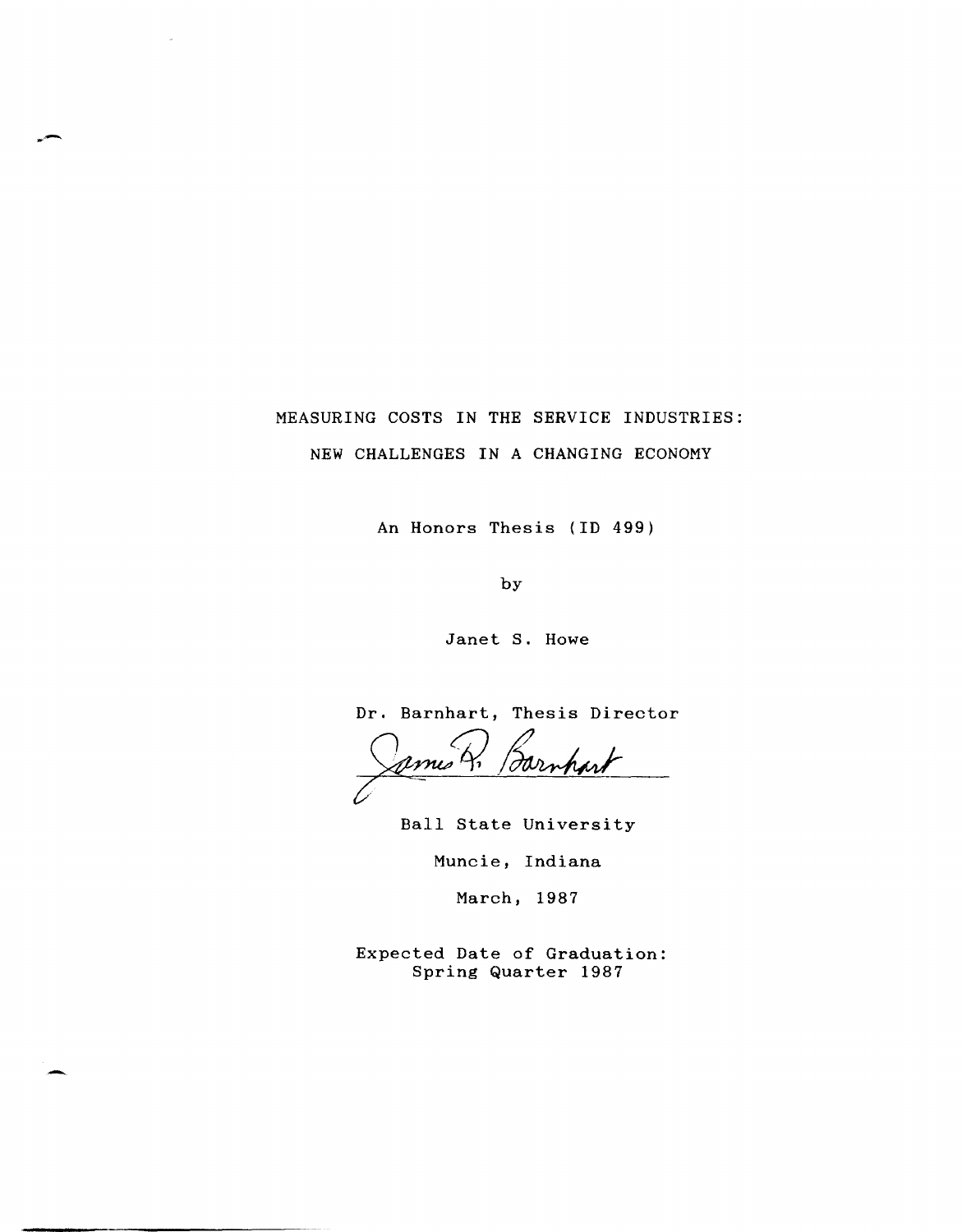# MEASURING COSTS IN THE SERVICE INDUSTRIES:

## NEW CHALLENGES IN A CHANGING ECONOMY

An Honors Thesis (ID 499)

by

Janet S. Howe

Dr. Barnhart, Thesis Director

James R. Barnhart

Ball State University

Muncie, Indiana

March, 1987

Expected Date of Graduation:
Spring Quarter 1987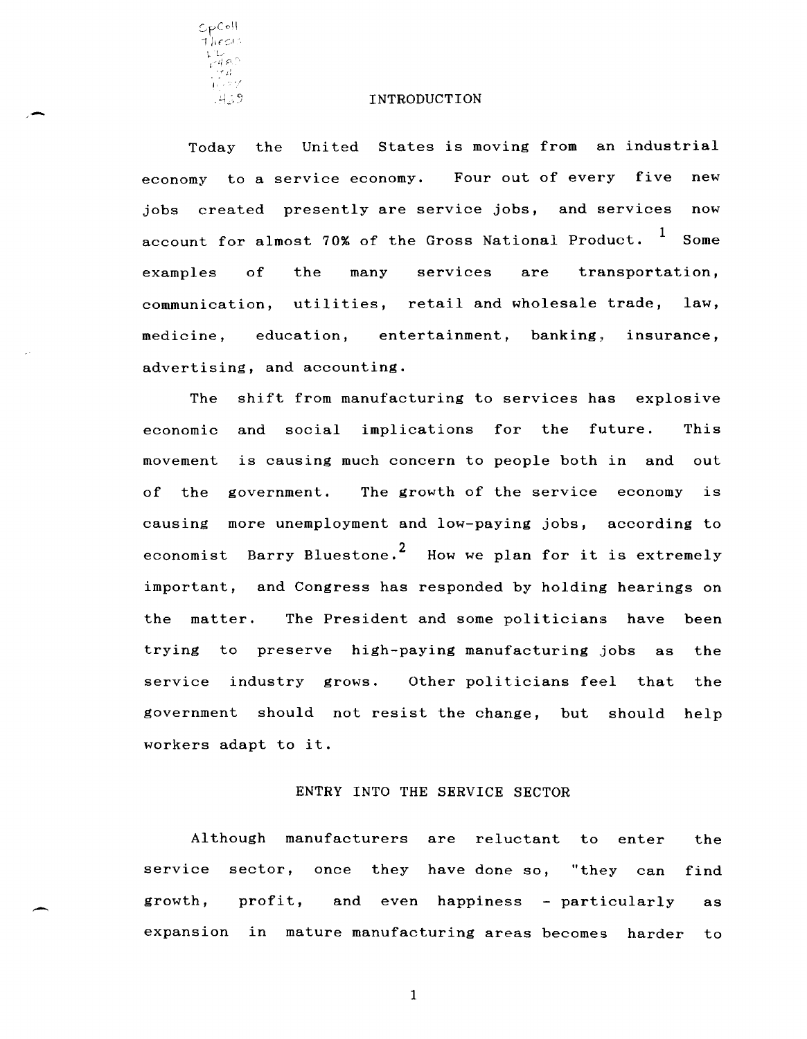# INTRODUCTION

Today the United States is moving from an industrial economy to a service economy. Four out of every five new jobs created presently are service jobs, and services now account for almost 70% of the Gross National Product. [1] Some examples of the many services are transportation, communication, utilities, retail and wholesale trade, law, medicine, education, entertainment, banking, insurance, advertising, and accounting.

The shift from manufacturing to services has explosive economic and social implications for the future. This movement is causing much concern to people both in and out of the government. The growth of the service economy is causing more unemployment and low-paying jobs, according to economist Barry Bluestone.[2] How we plan for it is extremely important, and Congress has responded by holding hearings on the matter. The President and some politicians have been trying to preserve high-paying manufacturing jobs as the service industry grows. Other politicians feel that the government should not resist the change, but should help workers adapt to it.

## ENTRY INTO THE SERVICE SECTOR

Although manufacturers are reluctant to enter the service sector, once they have done so, "they can find growth, profit, and even happiness - particularly as expansion in mature manufacturing areas becomes harder to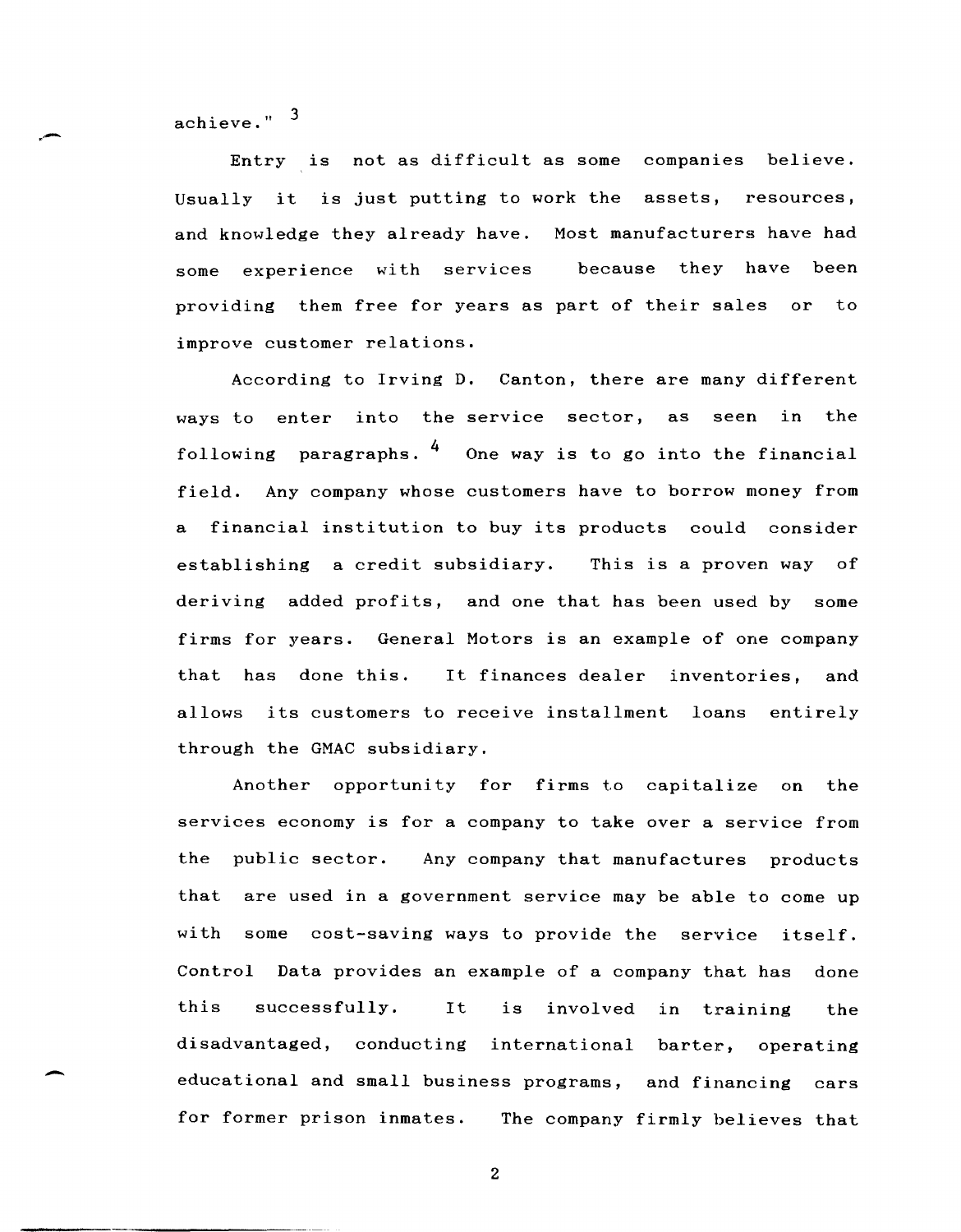achieve." [3]

Entry is not as difficult as some companies believe. Usually it is just putting to work the assets, resources, and knowledge they already have. Most manufacturers have had some experience with services because they have been providing them free for years as part of their sales or to improve customer relations.

According to Irving D. Canton, there are many different ways to enter into the service sector, as seen in the following paragraphs. [4] One way is to go into the financial field. Any company whose customers have to borrow money from a financial institution to buy its products could consider establishing a credit subsidiary. This is a proven way of deriving added profits, and one that has been used by some firms for years. General Motors is an example of one company that has done this. It finances dealer inventories, and allows its customers to receive installment loans entirely through the GMAC subsidiary.

Another opportunity for firms to capitalize on the services economy is for a company to take over a service from the public sector. Any company that manufactures products that are used in a government service may be able to come up with some cost-saving ways to provide the service itself. Control Data provides an example of a company that has done this successfully. It is involved in training the disadvantaged, conducting international barter, operating educational and small business programs, and financing cars for former prison inmates. The company firmly believes that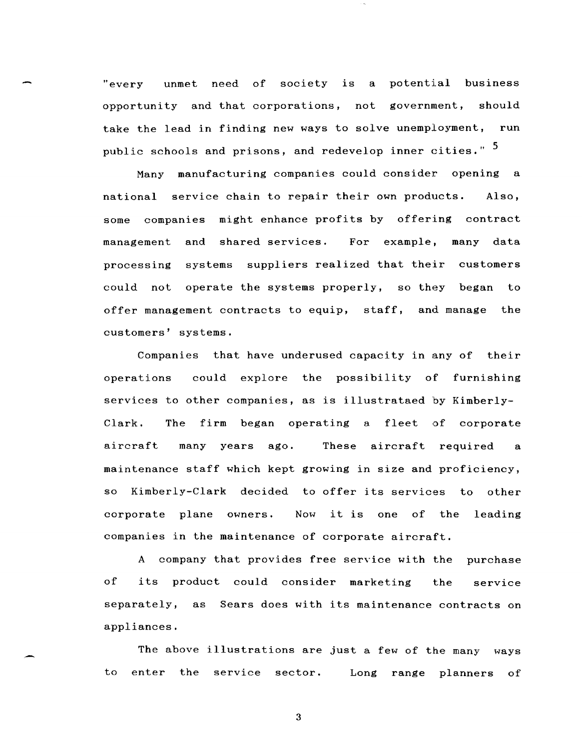"every unmet need of society is a potential business opportunity and that corporations, not government, should take the lead in finding new ways to solve unemployment, run public schools and prisons, and redevelop inner cities." [5]

Many manufacturing companies could consider opening a national service chain to repair their own products. Also, some companies might enhance profits by offering contract management and shared services. For example, many data processing systems suppliers realized that their customers could not operate the systems properly, so they began to offer management contracts to equip, staff, and manage the customers' systems.

Companies that have underused capacity in any of their operations could explore the possibility of furnishing services to other companies, as is illustrataed by Kimberly-Clark. The firm began operating a fleet of corporate aircraft many years ago. These aircraft required a maintenance staff which kept growing in size and proficiency, so Kimberly-Clark decided to offer its services to other corporate plane owners. Now it is one of the leading companies in the maintenance of corporate aircraft.

A company that provides free service with the purchase of its product could consider marketing the service separately, as Sears does with its maintenance contracts on appliances.

The above illustrations are just a few of the many ways to enter the service sector. Long range planners of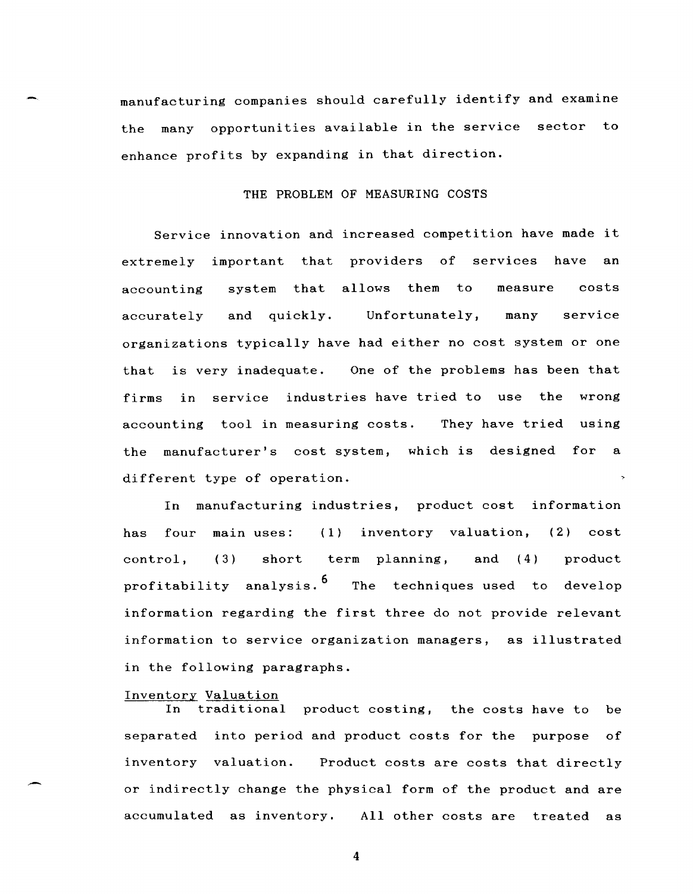manufacturing companies should carefully identify and examine the many opportunities available in the service sector to enhance profits by expanding in that direction.

## THE PROBLEM OF MEASURING COSTS

Service innovation and increased competition have made it extremely important that providers of services have an accounting system that allows them to measure costs accurately and quickly. Unfortunately, many service organizations typically have had either no cost system or one that is very inadequate. One of the problems has been that firms in service industries have tried to use the wrong accounting tool in measuring costs. They have tried using the manufacturer's cost system, which is designed for a different type of operation.

In manufacturing industries, product cost information has four main uses: (1) inventory valuation, (2) cost control, (3) short term planning, and (4) product profitability analysis.[6] The techniques used to develop information regarding the first three do not provide relevant information to service organization managers, as illustrated in the following paragraphs.

### Inventory Valuation

In traditional product costing, the costs have to be separated into period and product costs for the purpose of inventory valuation. Product costs are costs that directly or indirectly change the physical form of the product and are accumulated as inventory. All other costs are treated as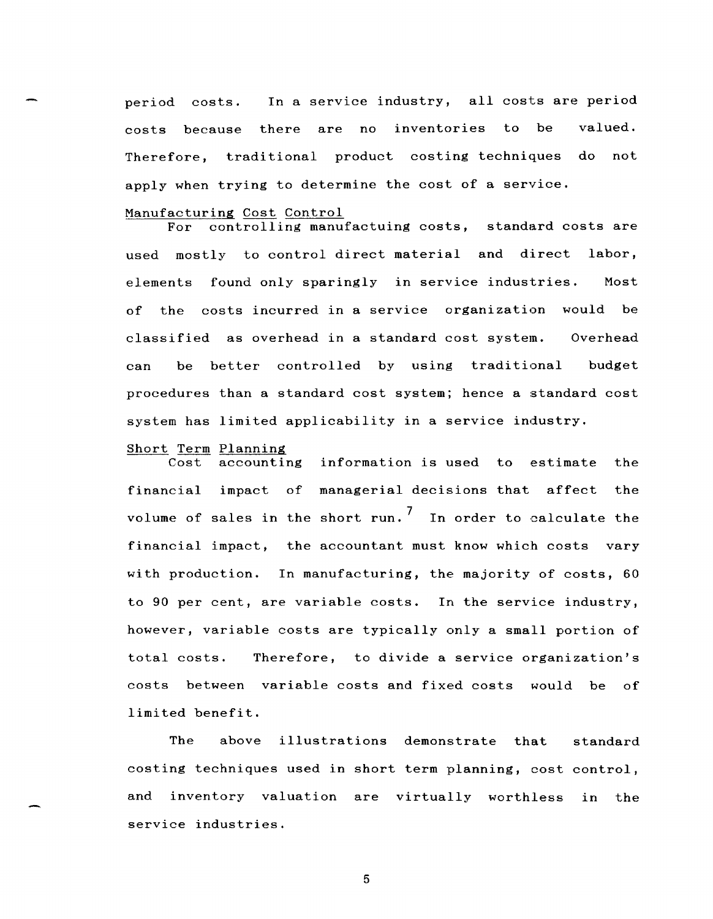period costs. In a service industry, all costs are period costs because there are no inventories to be valued. Therefore, traditional product costing techniques do not apply when trying to determine the cost of a service.

### Manufacturing Cost Control

For controlling manufactuing costs, standard costs are used mostly to control direct material and direct labor, elements found only sparingly in service industries. Most of the costs incurred in a service organization would be classified as overhead in a standard cost system. Overhead can be better controlled by using traditional budget procedures than a standard cost system; hence a standard cost system has limited applicability in a service industry.

### Short Term Planning

Cost accounting information is used to estimate the financial impact of managerial decisions that affect the volume of sales in the short run.[7] In order to calculate the financial impact, the accountant must know which costs vary with production. In manufacturing, the majority of costs, 60 to 90 per cent, are variable costs. In the service industry, however, variable costs are typically only a small portion of total costs. Therefore, to divide a service organization's costs between variable costs and fixed costs would be of limited benefit.

The above illustrations demonstrate that standard costing techniques used in short term planning, cost control, and inventory valuation are virtually worthless in the service industries.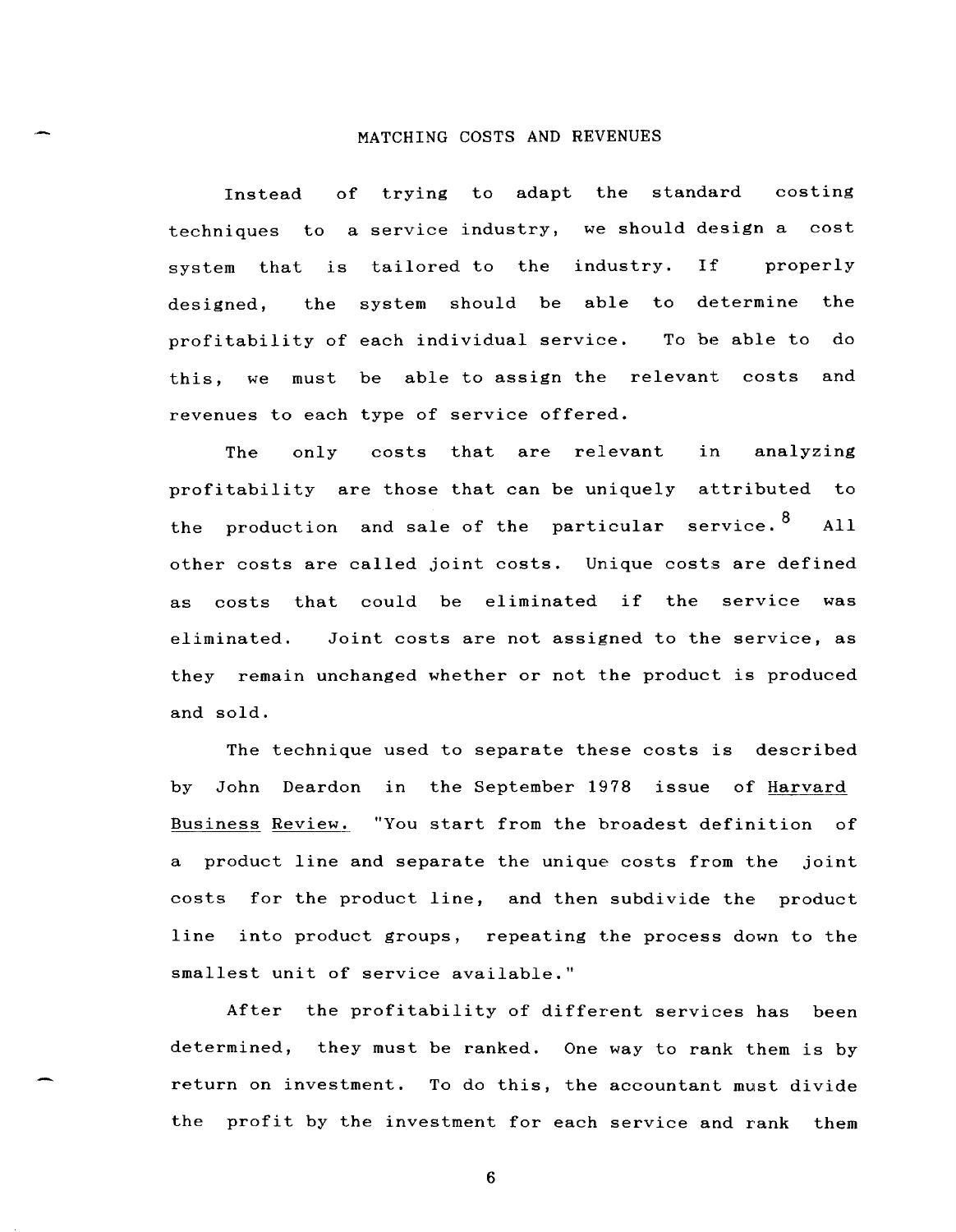## MATCHING COSTS AND REVENUES

Instead of trying to adapt the standard costing techniques to a service industry, we should design a cost system that is tailored to the industry. If properly designed, the system should be able to determine the profitability of each individual service. To be able to do this, we must be able to assign the relevant costs and revenues to each type of service offered.

The only costs that are relevant in analyzing profitability are those that can be uniquely attributed to the production and sale of the particular service.[8] All other costs are called joint costs. Unique costs are defined as costs that could be eliminated if the service was eliminated. Joint costs are not assigned to the service, as they remain unchanged whether or not the product is produced and sold.

The technique used to separate these costs is described by John Deardon in the September 1978 issue of Harvard Business Review. "You start from the broadest definition of a product line and separate the unique costs from the joint costs for the product line, and then subdivide the product line into product groups, repeating the process down to the smallest unit of service available."

After the profitability of different services has been determined, they must be ranked. One way to rank them is by return on investment. To do this, the accountant must divide the profit by the investment for each service and rank them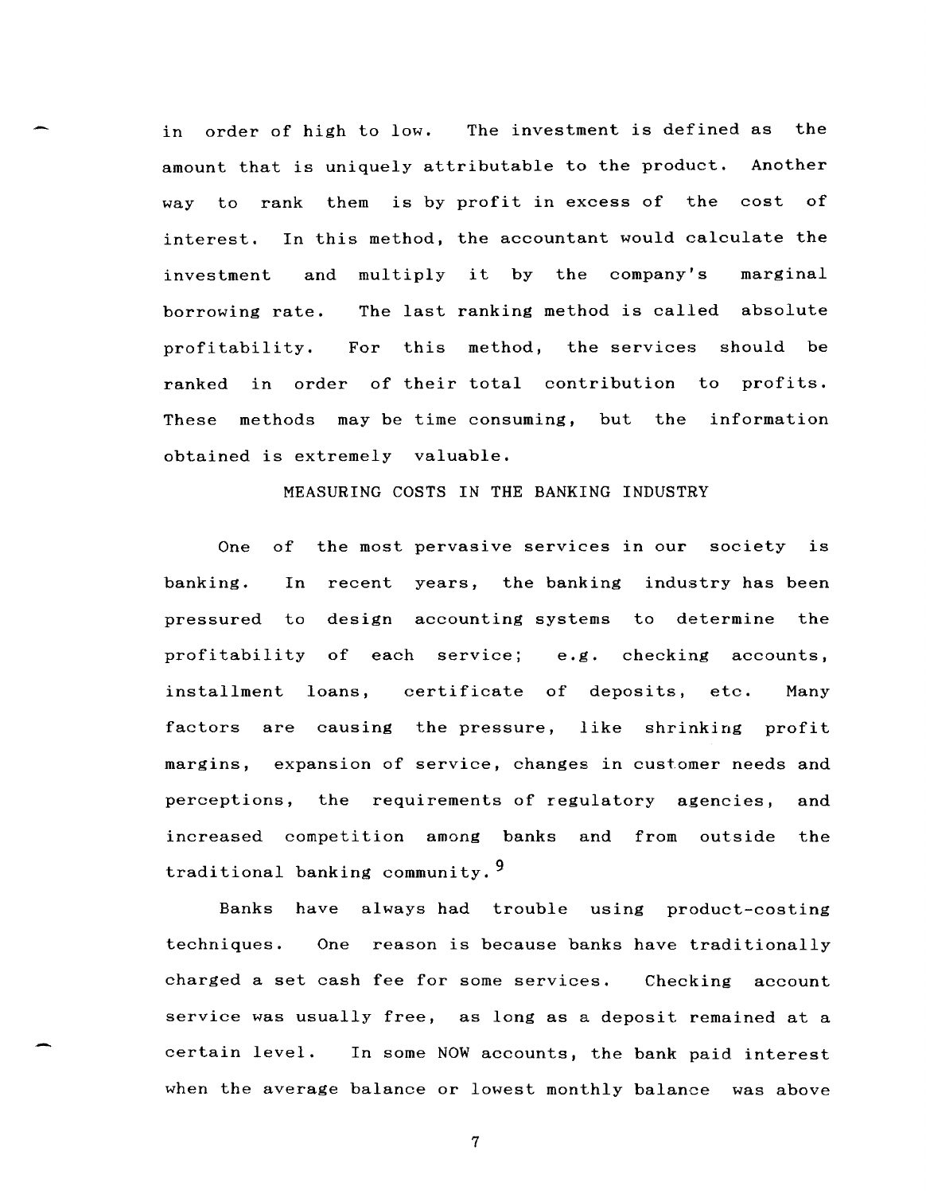in order of high to low. The investment is defined as the amount that is uniquely attributable to the product. Another way to rank them is by profit in excess of the cost of interest. In this method, the accountant would calculate the investment and multiply it by the company's marginal borrowing rate. The last ranking method is called absolute profitability. For this method, the services should be ranked in order of their total contribution to profits. These methods may be time consuming, but the information obtained is extremely valuable.

## MEASURING COSTS IN THE BANKING INDUSTRY

One of the most pervasive services in our society is banking. In recent years, the banking industry has been pressured to design accounting systems to determine the profitability of each service; e.g. checking accounts, installment loans, certificate of deposits, etc. Many factors are causing the pressure, like shrinking profit margins, expansion of service, changes in customer needs and perceptions, the requirements of regulatory agencies, and increased competition among banks and from outside the traditional banking community.[9]

Banks have always had trouble using product-costing techniques. One reason is because banks have traditionally charged a set cash fee for some services. Checking account service was usually free, as long as a deposit remained at a certain level. In some NOW accounts, the bank paid interest when the average balance or lowest monthly balance was above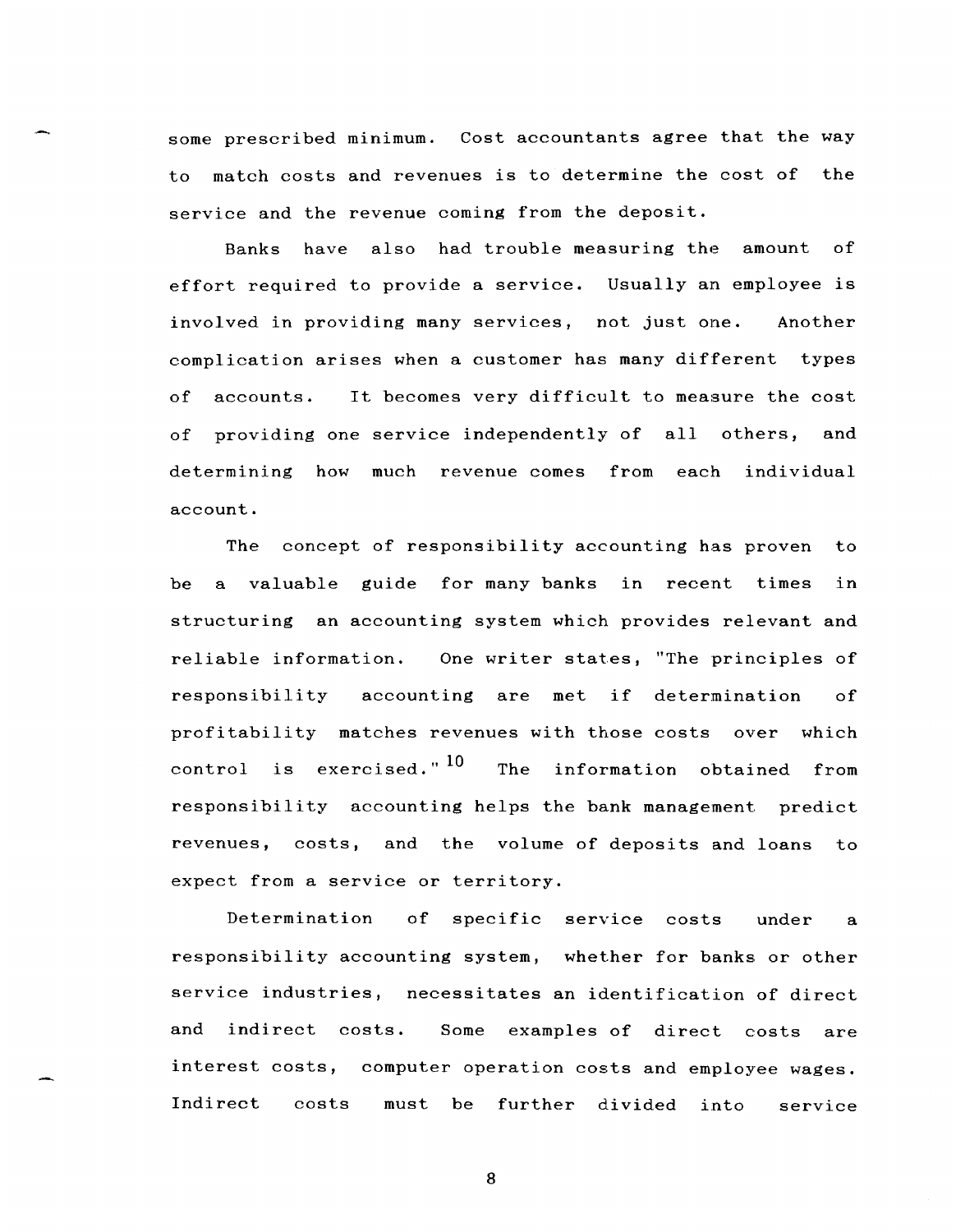some prescribed minimum. Cost accountants agree that the way to match costs and revenues is to determine the cost of the service and the revenue coming from the deposit.

Banks have also had trouble measuring the amount of effort required to provide a service. Usually an employee is involved in providing many services, not just one. Another complication arises when a customer has many different types of accounts. It becomes very difficult to measure the cost of providing one service independently of all others, and determining how much revenue comes from each individual account.

The concept of responsibility accounting has proven to be a valuable guide for many banks in recent times in structuring an accounting system which provides relevant and reliable information. One writer states, "The principles of responsibility accounting are met if determination of profitability matches revenues with those costs over which control is exercised."[10] The information obtained from responsibility accounting helps the bank management predict revenues, costs, and the volume of deposits and loans to expect from a service or territory.

Determination of specific service costs under a responsibility accounting system, whether for banks or other service industries, necessitates an identification of direct and indirect costs. Some examples of direct costs are interest costs, computer operation costs and employee wages. Indirect costs must be further divided into service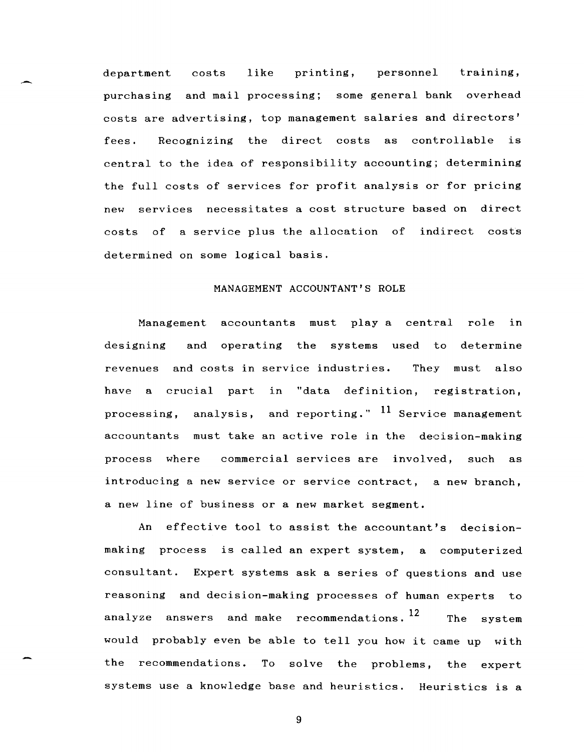department costs like printing, personnel training, purchasing and mail processing; some general bank overhead costs are advertising, top management salaries and directors' fees. Recognizing the direct costs as controllable is central to the idea of responsibility accounting; determining the full costs of services for profit analysis or for pricing new services necessitates a cost structure based on direct costs of a service plus the allocation of indirect costs determined on some logical basis.

## MANAGEMENT ACCOUNTANT'S ROLE

Management accountants must play a central role in designing and operating the systems used to determine revenues and costs in service industries. They must also have a crucial part in "data definition, registration, processing, analysis, and reporting." [11] Service management accountants must take an active role in the decision-making process where commercial services are involved, such as introducing a new service or service contract, a new branch, a new line of business or a new market segment.

An effective tool to assist the accountant's decision-making process is called an expert system, a computerized consultant. Expert systems ask a series of questions and use reasoning and decision-making processes of human experts to analyze answers and make recommendations. [12] The system would probably even be able to tell you how it came up with the recommendations. To solve the problems, the expert systems use a knowledge base and heuristics. Heuristics is a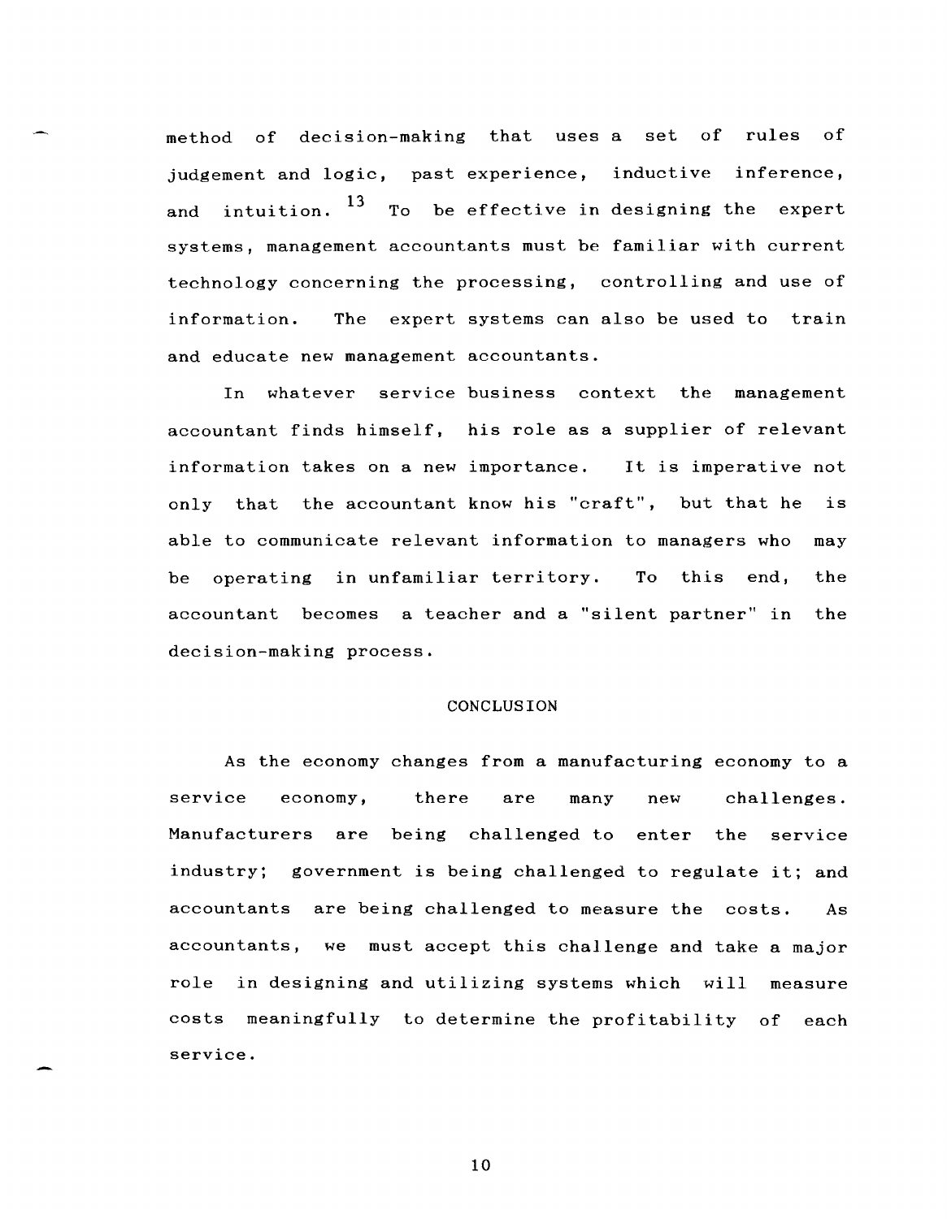method of decision-making that uses a set of rules of judgement and logic, past experience, inductive inference, and intuition.[13] To be effective in designing the expert systems, management accountants must be familiar with current technology concerning the processing, controlling and use of information. The expert systems can also be used to train and educate new management accountants.

In whatever service business context the management accountant finds himself, his role as a supplier of relevant information takes on a new importance. It is imperative not only that the accountant know his "craft", but that he is able to communicate relevant information to managers who may be operating in unfamiliar territory. To this end, the accountant becomes a teacher and a "silent partner" in the decision-making process.

## CONCLUSION

As the economy changes from a manufacturing economy to a service economy, there are many new challenges. Manufacturers are being challenged to enter the service industry; government is being challenged to regulate it; and accountants are being challenged to measure the costs. As accountants, we must accept this challenge and take a major role in designing and utilizing systems which will measure costs meaningfully to determine the profitability of each service.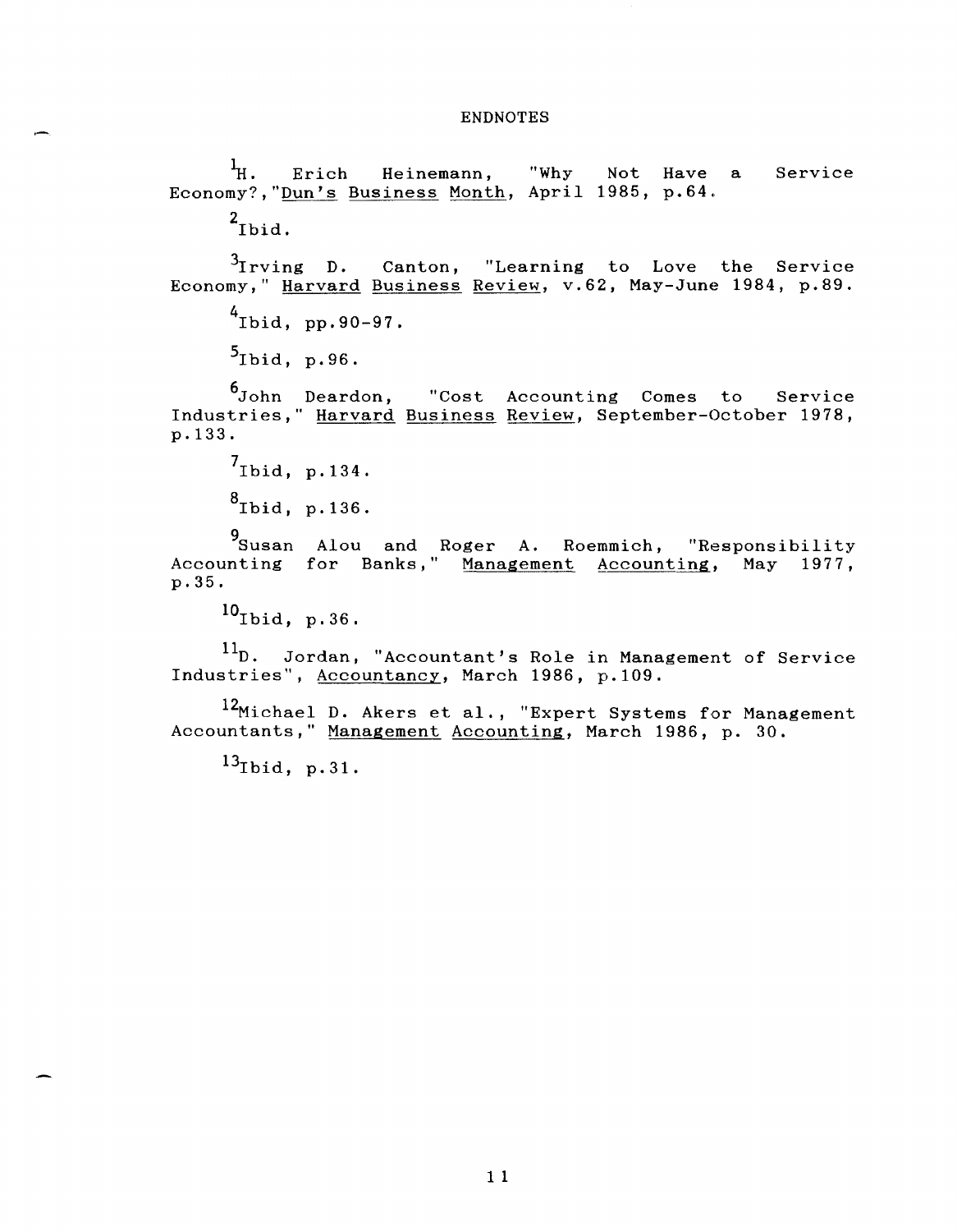# ENDNOTES

[1]H. Erich Heinemann, "Why Not Have a Service Economy?,"Dun's Business Month, April 1985, p.64.

[2]Ibid.

[3]Irving D. Canton, "Learning to Love the Service Economy," Harvard Business Review, v.62, May-June 1984, p.89.

[4]Ibid, pp.90-97.

[5]Ibid, p.96.

[6]John Deardon, "Cost Accounting Comes to Service Industries," Harvard Business Review, September-October 1978, p.133.

[7]Ibid, p.134.

[8]Ibid, p.136.

[9]Susan Alou and Roger A. Roemmich, "Responsibility Accounting for Banks," Management Accounting, May 1977, p.35.

[10]Ibid, p.36.

[11]D. Jordan, "Accountant's Role in Management of Service Industries", Accountancy, March 1986, p.109.

[12]Michael D. Akers et al., "Expert Systems for Management Accountants," Management Accounting, March 1986, p. 30.

[13]Ibid, p.31.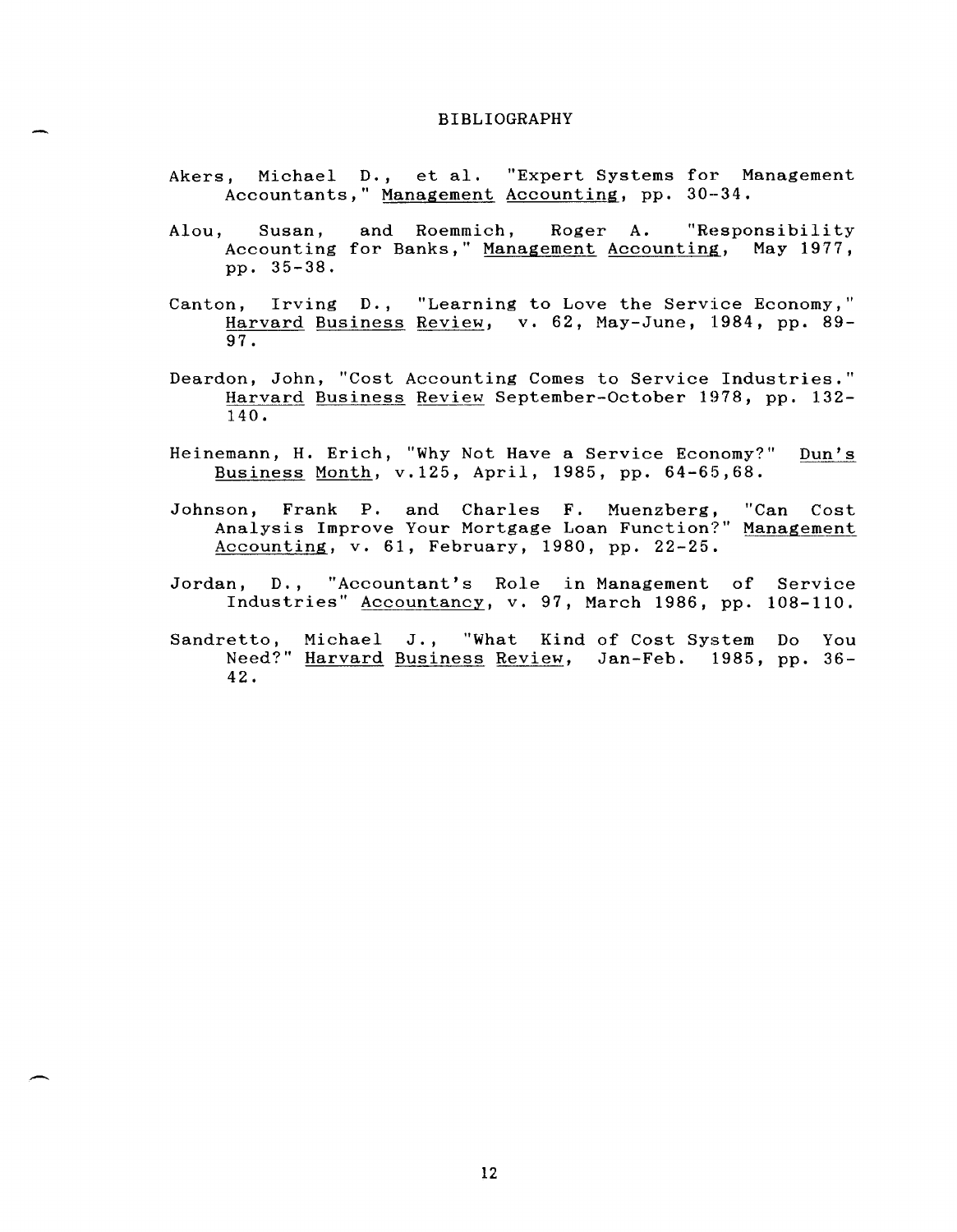# BIBLIOGRAPHY

Akers, Michael D., et al. "Expert Systems for Management Accountants," Management Accounting, pp. 30-34.

Alou, Susan, and Roemmich, Roger A. "Responsibility Accounting for Banks," Management Accounting, May 1977, pp. 35-38.

Canton, Irving D., "Learning to Love the Service Economy," Harvard Business Review, v. 62, May-June, 1984, pp. 89-97.

Deardon, John, "Cost Accounting Comes to Service Industries." Harvard Business Review September-October 1978, pp. 132-140.

Heinemann, H. Erich, "Why Not Have a Service Economy?" Dun's Business Month, v.125, April, 1985, pp. 64-65,68.

Johnson, Frank P. and Charles F. Muenzberg, "Can Cost Analysis Improve Your Mortgage Loan Function?" Management Accounting, v. 61, February, 1980, pp. 22-25.

Jordan, D., "Accountant's Role in Management of Service Industries" Accountancy, v. 97, March 1986, pp. 108-110.

Sandretto, Michael J., "What Kind of Cost System Do You Need?" Harvard Business Review, Jan-Feb. 1985, pp. 36-42.